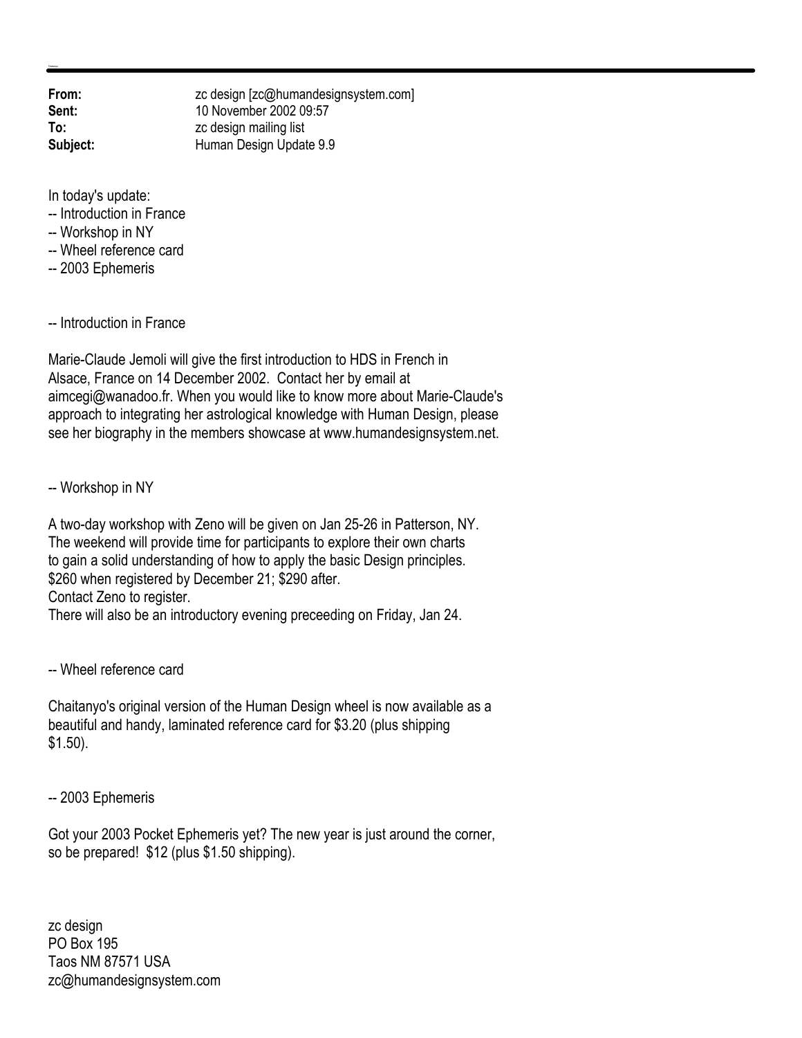**From:** zc design [zc@humandesignsystem.com]
**Sent:** 10 November 2002 09:57
**To:** zc design mailing list
**Subject:** Human Design Update 9.9

In today's update:
-- Introduction in France
-- Workshop in NY
-- Wheel reference card
-- 2003 Ephemeris

-- Introduction in France

Marie-Claude Jemoli will give the first introduction to HDS in French in Alsace, France on 14 December 2002. Contact her by email at aimcegi@wanadoo.fr. When you would like to know more about Marie-Claude's approach to integrating her astrological knowledge with Human Design, please see her biography in the members showcase at www.humandesignsystem.net.

-- Workshop in NY

A two-day workshop with Zeno will be given on Jan 25-26 in Patterson, NY. The weekend will provide time for participants to explore their own charts to gain a solid understanding of how to apply the basic Design principles.
$260 when registered by December 21; $290 after.
Contact Zeno to register.
There will also be an introductory evening preceeding on Friday, Jan 24.

-- Wheel reference card

Chaitanyo's original version of the Human Design wheel is now available as a beautiful and handy, laminated reference card for $3.20 (plus shipping $1.50).

-- 2003 Ephemeris

Got your 2003 Pocket Ephemeris yet? The new year is just around the corner, so be prepared! $12 (plus $1.50 shipping).

zc design
PO Box 195
Taos NM 87571 USA
zc@humandesignsystem.com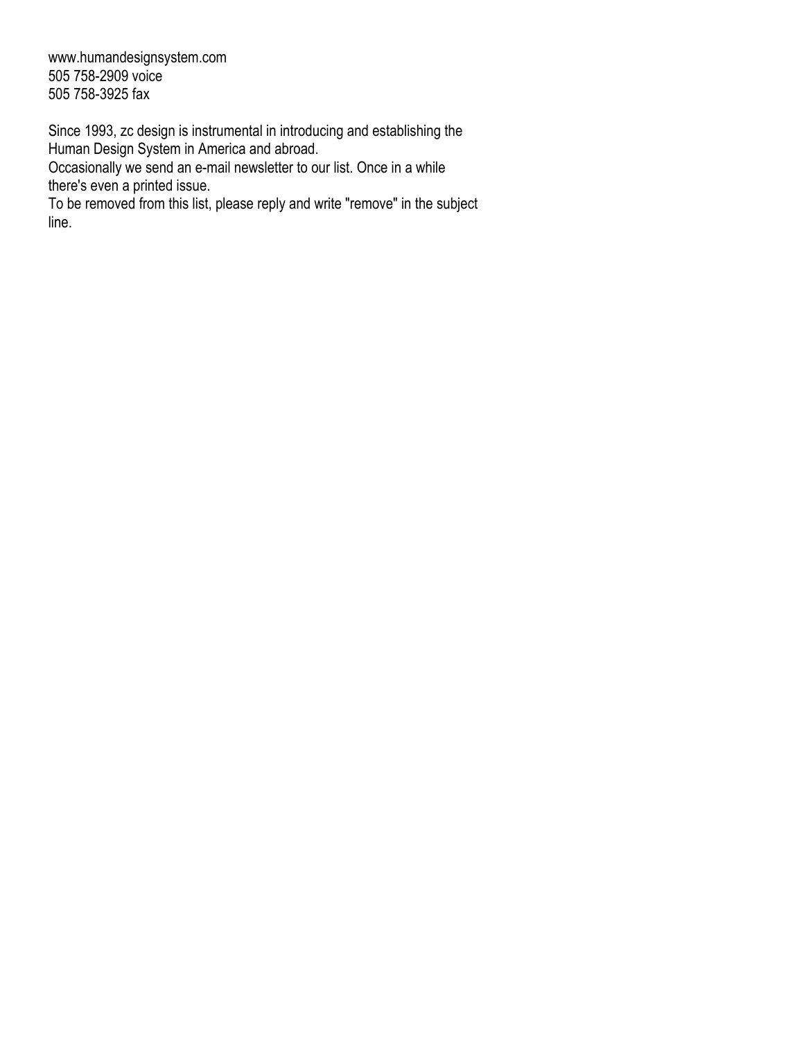www.humandesignsystem.com
505 758-2909 voice
505 758-3925 fax

Since 1993, zc design is instrumental in introducing and establishing the Human Design System in America and abroad.
Occasionally we send an e-mail newsletter to our list. Once in a while there's even a printed issue.
To be removed from this list, please reply and write "remove" in the subject line.